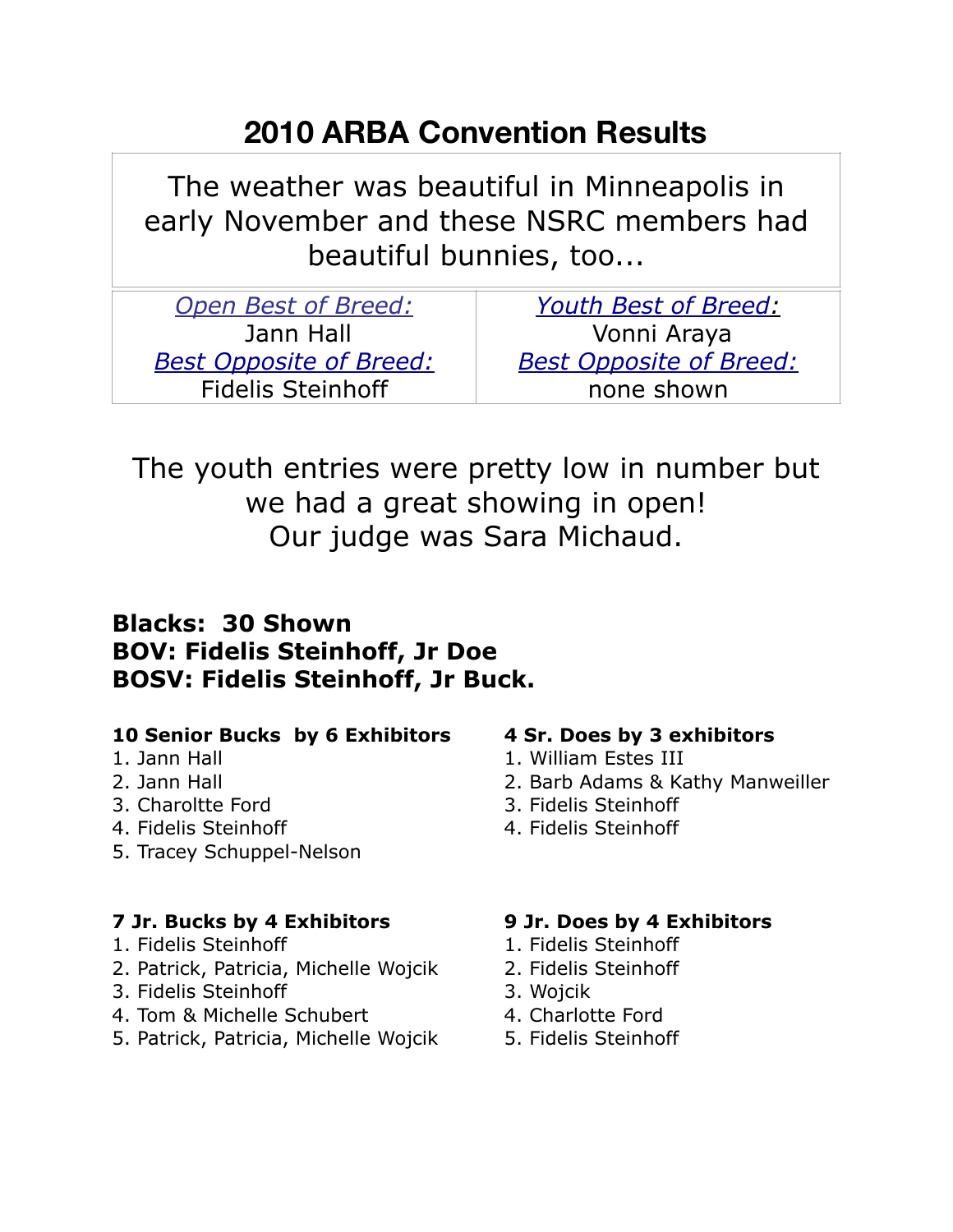# 2010 ARBA Convention Results

The weather was beautiful in Minneapolis in early November and these NSRC members had beautiful bunnies, too...

| *Open Best of Breed:* | *Youth Best of Breed:* |
|---|---|
| Jann Hall | Vonni Araya |
| *Best Opposite of Breed:* | *Best Opposite of Breed:* |
| Fidelis Steinhoff | none shown |

The youth entries were pretty low in number but we had a great showing in open!
Our judge was Sara Michaud.

**Blacks: 30 Shown**
**BOV: Fidelis Steinhoff, Jr Doe**
**BOSV: Fidelis Steinhoff, Jr Buck.**

**10 Senior Bucks by 6 Exhibitors**

1. Jann Hall
2. Jann Hall
3. Charoltte Ford
4. Fidelis Steinhoff
5. Tracey Schuppel-Nelson

**4 Sr. Does by 3 exhibitors**

1. William Estes III
2. Barb Adams & Kathy Manweiller
3. Fidelis Steinhoff
4. Fidelis Steinhoff

**7 Jr. Bucks by 4 Exhibitors**

1. Fidelis Steinhoff
2. Patrick, Patricia, Michelle Wojcik
3. Fidelis Steinhoff
4. Tom & Michelle Schubert
5. Patrick, Patricia, Michelle Wojcik

**9 Jr. Does by 4 Exhibitors**

1. Fidelis Steinhoff
2. Fidelis Steinhoff
3. Wojcik
4. Charlotte Ford
5. Fidelis Steinhoff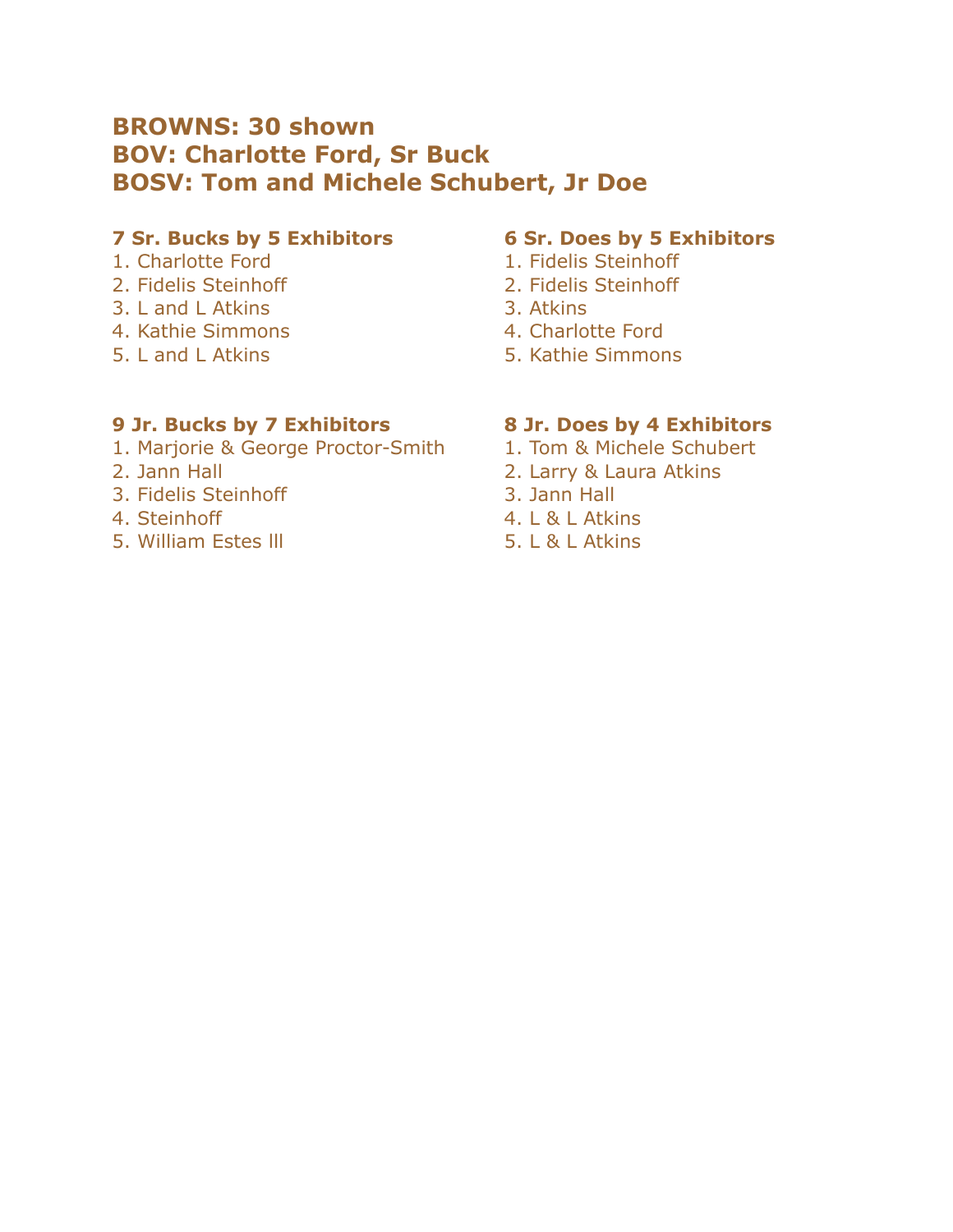## BROWNS: 30 shown
## BOV: Charlotte Ford, Sr Buck
## BOSV: Tom and Michele Schubert, Jr Doe

### 7 Sr. Bucks by 5 Exhibitors

1. Charlotte Ford
2. Fidelis Steinhoff
3. L and L Atkins
4. Kathie Simmons
5. L and L Atkins

### 9 Jr. Bucks by 7 Exhibitors

1. Marjorie & George Proctor-Smith
2. Jann Hall
3. Fidelis Steinhoff
4. Steinhoff
5. William Estes lll

### 6 Sr. Does by 5 Exhibitors

1. Fidelis Steinhoff
2. Fidelis Steinhoff
3. Atkins
4. Charlotte Ford
5. Kathie Simmons

### 8 Jr. Does by 4 Exhibitors

1. Tom & Michele Schubert
2. Larry & Laura Atkins
3. Jann Hall
4. L & L Atkins
5. L & L Atkins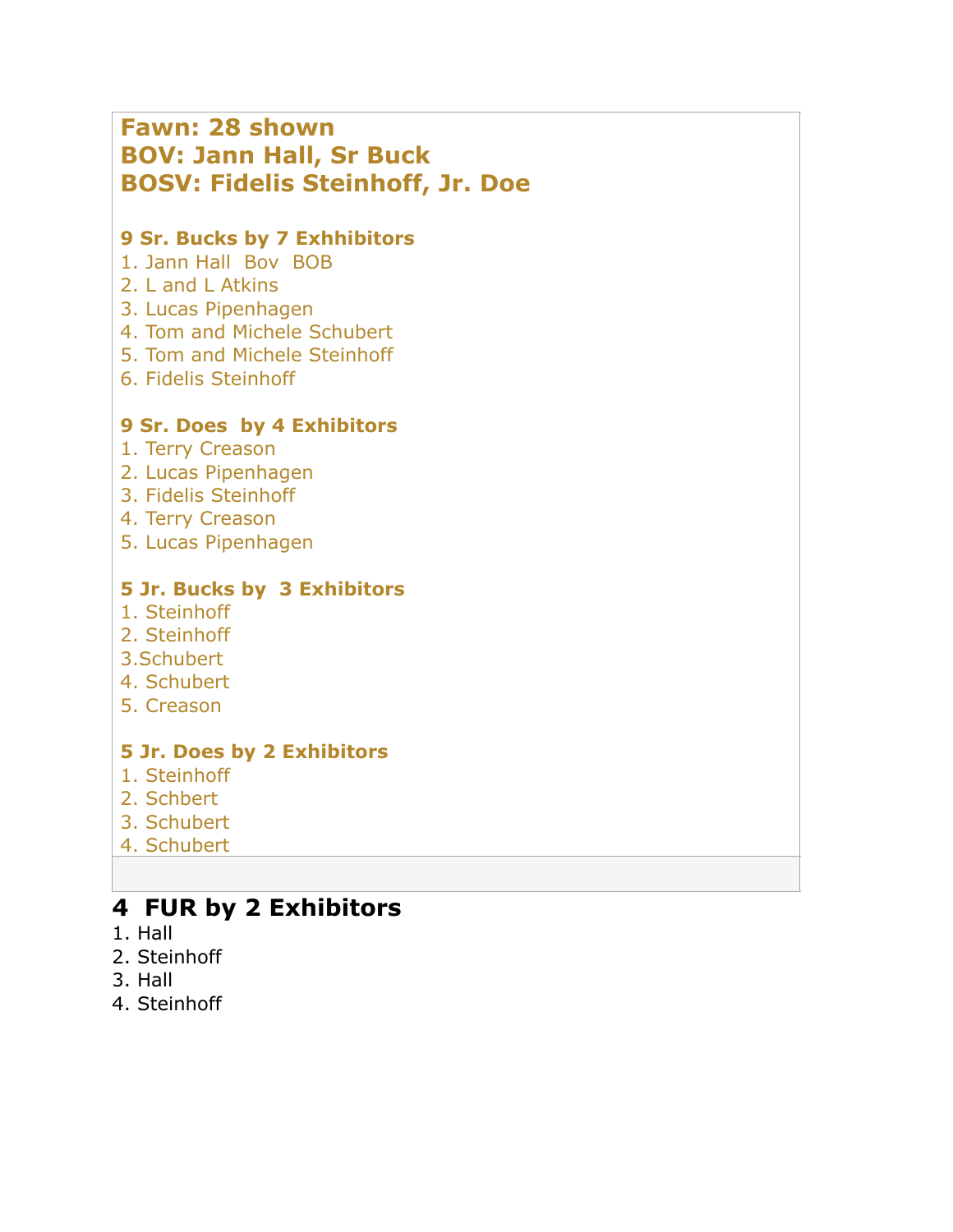## Fawn: 28 shown
## BOV: Jann Hall, Sr Buck
## BOSV: Fidelis Steinhoff, Jr. Doe

**9 Sr. Bucks by 7 Exhhibitors**

1. Jann Hall  Bov  BOB
2. L and L Atkins
3. Lucas Pipenhagen
4. Tom and Michele Schubert
5. Tom and Michele Steinhoff
6. Fidelis Steinhoff

**9 Sr. Does  by 4 Exhibitors**

1. Terry Creason
2. Lucas Pipenhagen
3. Fidelis Steinhoff
4. Terry Creason
5. Lucas Pipenhagen

**5 Jr. Bucks by  3 Exhibitors**

1. Steinhoff
2. Steinhoff
3. Schubert
4. Schubert
5. Creason

**5 Jr. Does by 2 Exhibitors**

1. Steinhoff
2. Schbert
3. Schubert
4. Schubert

## 4  FUR by 2 Exhibitors

1. Hall
2. Steinhoff
3. Hall
4. Steinhoff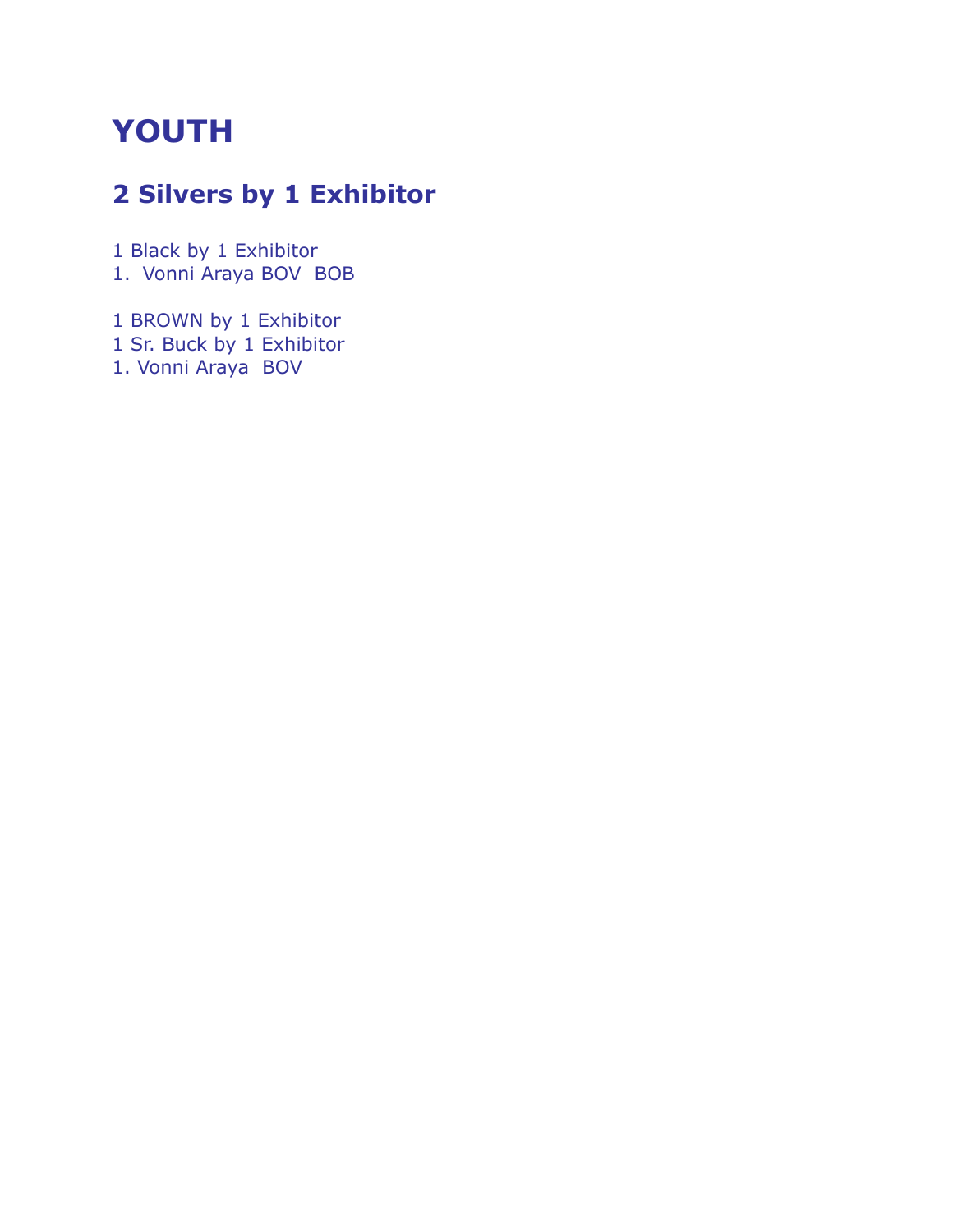# YOUTH

## 2 Silvers by 1 Exhibitor

1 Black by 1 Exhibitor
1. Vonni Araya BOV BOB

1 BROWN by 1 Exhibitor
1 Sr. Buck by 1 Exhibitor
1. Vonni Araya BOV